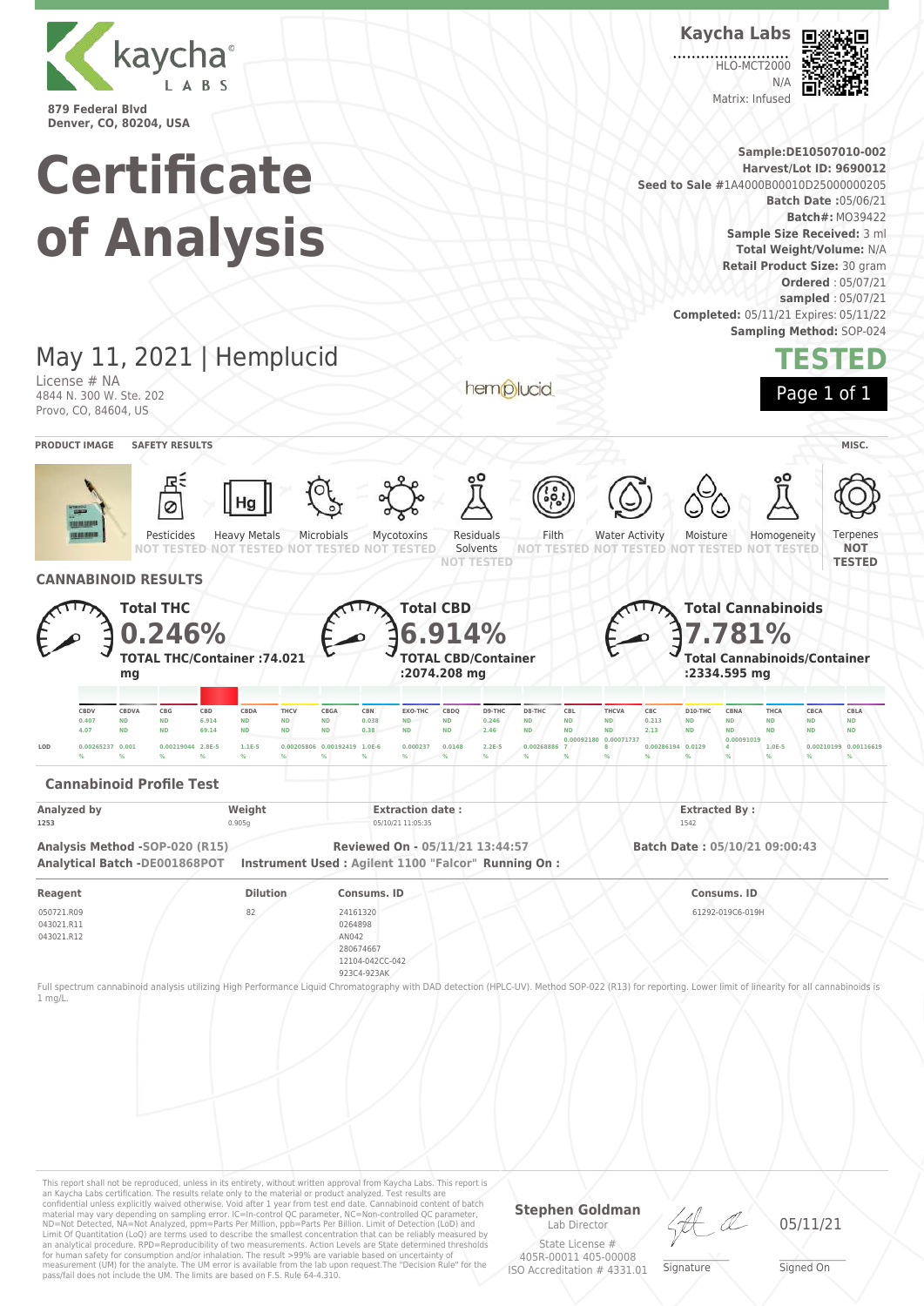kaycha LABS

879 Federal Blvd
Denver, CO, 80204, USA

**Kaycha Labs**

HLO-MCT2000
N/A
Matrix: Infused

# Certificate of Analysis

**Sample:** DE10507010-002
**Harvest/Lot ID:** 9690012
**Seed to Sale** #1A4000B00010D25000000205
**Batch Date** :05/06/21
**Batch#:** MO39422
**Sample Size Received:** 3 ml
**Total Weight/Volume:** N/A
**Retail Product Size:** 30 gram
**Ordered** : 05/07/21
**sampled** : 05/07/21
**Completed:** 05/11/21 **Expires:** 05/11/22
**Sampling Method:** SOP-024

## May 11, 2021 | Hemplucid

License # NA
4844 N. 300 W. Ste. 202
Provo, CO, 84604, US

hemplucid

**TESTED**

**PRODUCT IMAGE** | **SAFETY RESULTS** | **MISC.**

| Pesticides | Heavy Metals | Microbials | Mycotoxins | Residuals Solvents | Filth | Water Activity | Moisture | Homogeneity | Terpenes |
|---|---|---|---|---|---|---|---|---|---|
| NOT TESTED | NOT TESTED | NOT TESTED | NOT TESTED | NOT TESTED | NOT TESTED | NOT TESTED | NOT TESTED | NOT TESTED | NOT TESTED |

## CANNABINOID RESULTS

**Total THC**
**0.246%**
**TOTAL THC/Container :74.021 mg**

**Total CBD**
**6.914%**
**TOTAL CBD/Container :2074.208 mg**

**Total Cannabinoids**
**7.781%**
**Total Cannabinoids/Container :2334.595 mg**

| | CBDV | CBDVA | CBG | CBD | CBDA | THCV | CBGA | CBN | EXO-THC | CBDQ | D9-THC | D8-THC | CBL | THCVA | CBC | D10-THC | CBNA | THCA | CBCA | CBLA |
|---|---|---|---|---|---|---|---|---|---|---|---|---|---|---|---|---|---|---|---|---|
| % | 0.407 | ND | ND | 6.914 | ND | ND | ND | 0.038 | ND | ND | 0.246 | ND | ND | ND | 0.213 | ND | ND | ND | ND | ND |
| mg/g | 4.07 | ND | ND | 69.14 | ND | ND | ND | 0.38 | ND | ND | 2.46 | ND | ND | ND | 2.13 | ND | ND | ND | ND | ND |
| LOD | 0.00265237 % | 0.001 % | 0.00219044 % | 2.8E-5 % | 1.1E-5 % | 0.00205806 % | 0.00192419 % | 1.0E-6 % | 0.000237 % | 0.0148 % | 2.2E-5 % | 0.00268886 % | 0.000921807 % | 0.000717378 % | 0.00286194 % | 0.0129 % | 0.000910194 % | 1.0E-5 % | 0.00210199 % | 0.00116619 % |

### Cannabinoid Profile Test

| Analyzed by | Weight | Extraction date : | Extracted By : |
|---|---|---|---|
| 1253 | 0.905g | 05/10/21 11:05:35 | 1542 |

**Analysis Method** -SOP-020 (R15) **Reviewed On** - 05/11/21 13:44:57 **Batch Date :** 05/10/21 09:00:43
**Analytical Batch** -DE001868POT **Instrument Used :** Agilent 1100 "Falcon" **Running On :**

| Reagent | Dilution | Consums. ID | Consums. ID |
|---|---|---|---|
| 050721.R09<br>043021.R11<br>043021.R12 | 82 | 24161320<br>0264898<br>AN042<br>280674667<br>12104-042CC-042<br>923C4-923AK | 61292-019C6-019H |

Full spectrum cannabinoid analysis utilizing High Performance Liquid Chromatography with DAD detection (HPLC-UV). Method SOP-022 (R13) for reporting. Lower limit of linearity for all cannabinoids is 1 mg/L.

This report shall not be reproduced, unless in its entirety, without written approval from Kaycha Labs. This report is an Kaycha Labs certification. The results relate only to the material or product analyzed. Test results are confidential unless explicitly waived otherwise. Void after 1 year from test end date. Cannabinoid content of batch material may vary depending on sampling error. IC=In-control QC parameter, NC=Non-controlled QC parameter, ND=Not Detected, NA=Not Analyzed, ppm=Parts Per Million, ppb=Parts Per Billion. Limit of Detection (LoD) and Limit Of Quantitation (LoQ) are terms used to describe the smallest concentration that can be reliably measured by an analytical procedure. RPD=Reproducibility of two measurements. Action Levels are State determined thresholds for human safety for consumption and/or inhalation. The result >99% are variable based on uncertainty of measurement (UM) for the analyte. The UM error is available from the lab upon request.The "Decision Rule" for the pass/fail does not include the UM. The limits are based on F.S. Rule 64-4.310.

**Stephen Goldman**
Lab Director
State License #
405R-00011 405-00008
ISO Accreditation # 4331.01

Signature

05/11/21
Signed On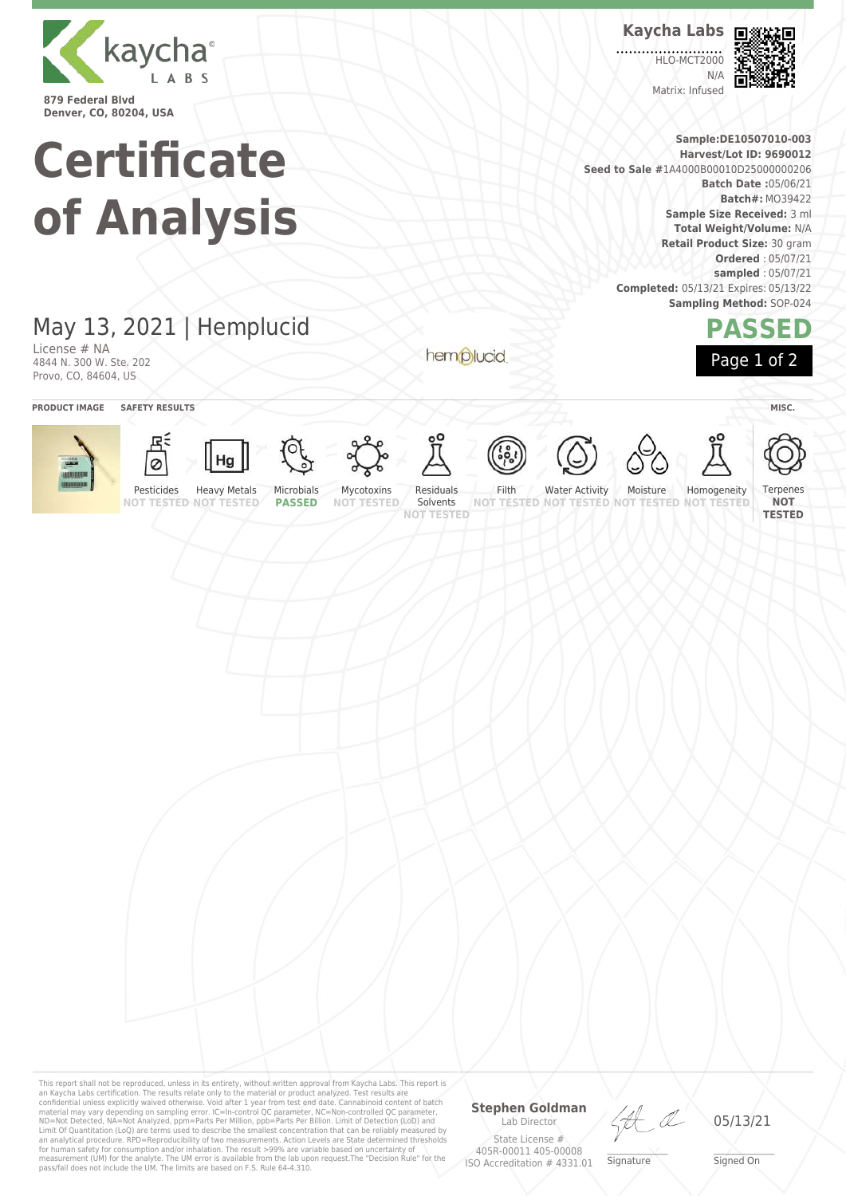879 Federal Blvd
Denver, CO, 80204, USA

**Kaycha Labs**

HLO-MCT2000
N/A
Matrix: Infused

# Certificate of Analysis

**Sample:DE10507010-003**
**Harvest/Lot ID: 9690012**
**Seed to Sale #**1A4000B00010D25000000206
**Batch Date :**05/06/21
**Batch#:** MO39422
**Sample Size Received:** 3 ml
**Total Weight/Volume:** N/A
**Retail Product Size:** 30 gram
**Ordered** : 05/07/21
**sampled** : 05/07/21
**Completed:** 05/13/21 Expires: 05/13/22
**Sampling Method:** SOP-024

## May 13, 2021 | Hemplucid

License # NA
4844 N. 300 W. Ste. 202
Provo, CO, 84604, US

**PASSED**

**PRODUCT IMAGE** | **SAFETY RESULTS** | **MISC.**

| Pesticides | Heavy Metals | Microbials | Mycotoxins | Residuals Solvents | Filth | Water Activity | Moisture | Homogeneity | Terpenes |
|---|---|---|---|---|---|---|---|---|---|
| NOT TESTED | NOT TESTED | PASSED | NOT TESTED | NOT TESTED | NOT TESTED | NOT TESTED | NOT TESTED | NOT TESTED | NOT TESTED |

This report shall not be reproduced, unless in its entirety, without written approval from Kaycha Labs. This report is an Kaycha Labs certification. The results relate only to the material or product analyzed. Test results are confidential unless explicitly waived otherwise. Void after 1 year from test end date. Cannabinoid content of batch material may vary depending on sampling error. IC=In-control QC parameter, NC=Non-controlled QC parameter, ND=Not Detected, NA=Not Analyzed, ppm=Parts Per Million, ppb=Parts Per Billion. Limit of Detection (LoD) and Limit Of Quantitation (LoQ) are terms used to describe the smallest concentration that can be reliably measured by an analytical procedure. RPD=Reproducibility of two measurements. Action Levels are State determined thresholds for human safety for consumption and/or inhalation. The result >99% are variable based on uncertainty of measurement (UM) for the analyte. The UM error is available from the lab upon request.The "Decision Rule" for the pass/fail does not include the UM. The limits are based on F.S. Rule 64-4.310.

**Stephen Goldman**
Lab Director
State License #
405R-00011 405-00008
ISO Accreditation # 4331.01

Signature

05/13/21
Signed On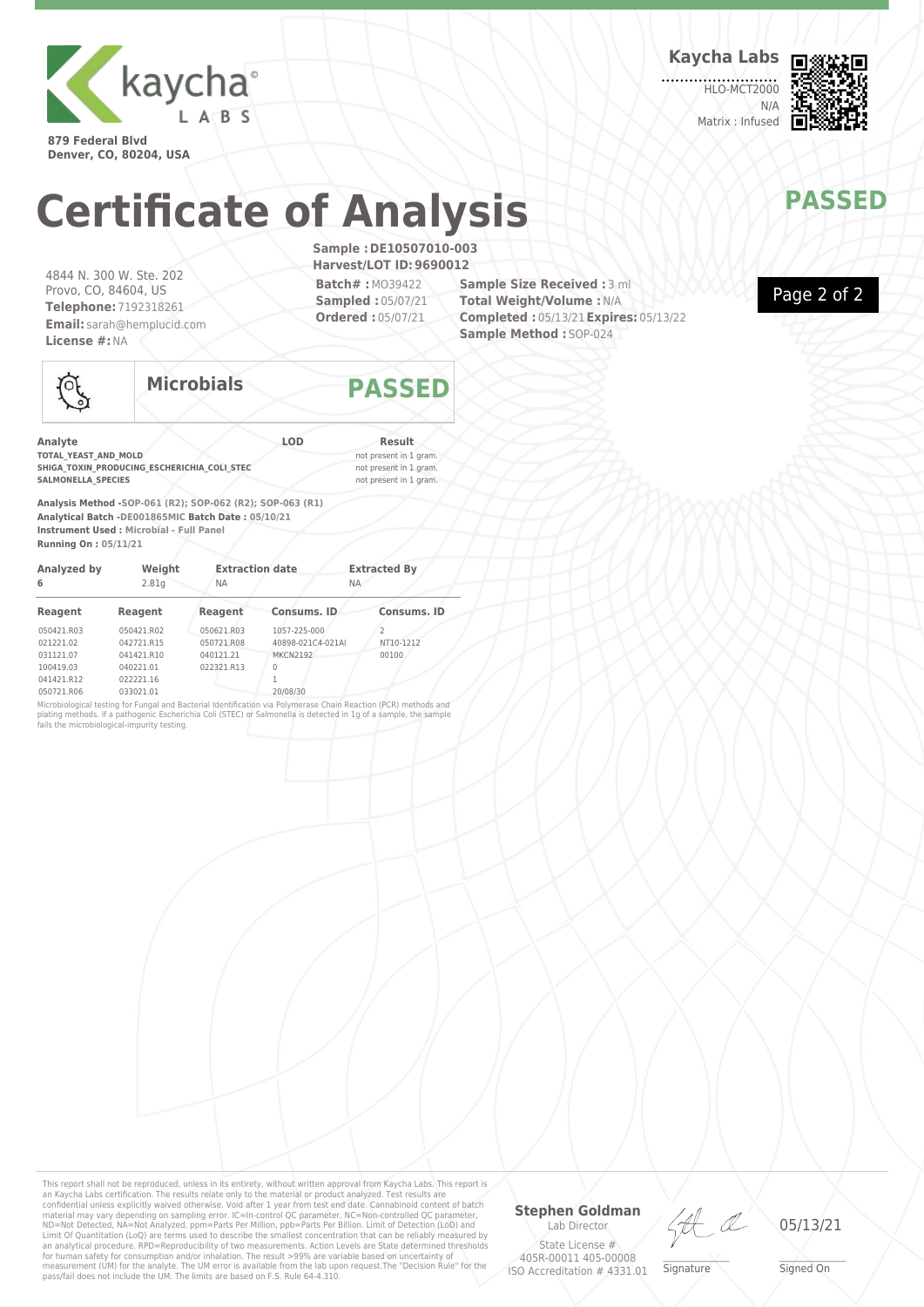kaycha LABS

879 Federal Blvd
Denver, CO, 80204, USA

**Kaycha Labs**

HLO-MCT2000
N/A
Matrix : Infused

# Certificate of Analysis

**PASSED**

4844 N. 300 W. Ste. 202
Provo, CO, 84604, US
**Telephone:** 7192318261
**Email:** sarah@hemplucid.com
**License #:** NA

**Sample : DE10507010-003**
**Harvest/LOT ID: 9690012**

**Batch# :** MO39422
**Sampled :** 05/07/21
**Ordered :** 05/07/21

**Sample Size Received :** 3 ml
**Total Weight/Volume :** N/A
**Completed :** 05/13/21 **Expires:** 05/13/22
**Sample Method :** SOP-024

## Microbials **PASSED**

| Analyte | LOD | Result |
|---|---|---|
| TOTAL_YEAST_AND_MOLD | | not present in 1 gram. |
| SHIGA_TOXIN_PRODUCING_ESCHERICHIA_COLI_STEC | | not present in 1 gram. |
| SALMONELLA_SPECIES | | not present in 1 gram. |

**Analysis Method -SOP-061 (R2); SOP-062 (R2); SOP-063 (R1)**
**Analytical Batch -DE001865MIC Batch Date : 05/10/21**
**Instrument Used : Microbial - Full Panel**
**Running On : 05/11/21**

| Analyzed by | Weight | Extraction date | Extracted By |
|---|---|---|---|
| 6 | 2.81g | NA | NA |

| Reagent | Reagent | Reagent | Consums. ID | Consums. ID |
|---|---|---|---|---|
| 050421.R03 | 050421.R02 | 050621.R03 | 1057-225-000 | 2 |
| 021221.02 | 042721.R15 | 050721.R08 | 40898-021C4-021AI | NT10-1212 |
| 031121.07 | 041421.R10 | 040121.21 | MKCN2192 | 00100 |
| 100419.03 | 040221.01 | 022321.R13 | 0 | |
| 041421.R12 | 022221.16 | | 1 | |
| 050721.R06 | 033021.01 | | 20/08/30 | |

Microbiological testing for Fungal and Bacterial Identification via Polymerase Chain Reaction (PCR) methods and plating methods. If a pathogenic Escherichia Coli (STEC) or Salmonella is detected in 1g of a sample, the sample fails the microbiological-impurity testing.

This report shall not be reproduced, unless in its entirety, without written approval from Kaycha Labs. This report is an Kaycha Labs certification. The results relate only to the material or product analyzed. Test results are confidential unless explicitly waived otherwise. Void after 1 year from test end date. Cannabinoid content of batch material may vary depending on sampling error. IC=In-control QC parameter, NC=Non-controlled QC parameter, ND=Not Detected, NA=Not Analyzed, ppm=Parts Per Million, ppb=Parts Per Billion. Limit of Detection (LoD) and Limit Of Quantitation (LoQ) are terms used to describe the smallest concentration that can be reliably measured by an analytical procedure. RPD=Reproducibility of two measurements. Action Levels are State determined thresholds for human safety for consumption and/or inhalation. The result >99% are variable based on uncertainty of measurement (UM) for the analyte. The UM error is available from the lab upon request.The "Decision Rule" for the pass/fail does not include the UM. The limits are based on F.S. Rule 64-4.310.

**Stephen Goldman**
Lab Director
State License #
405R-00011 405-00008
ISO Accreditation # 4331.01

Signature

05/13/21
Signed On